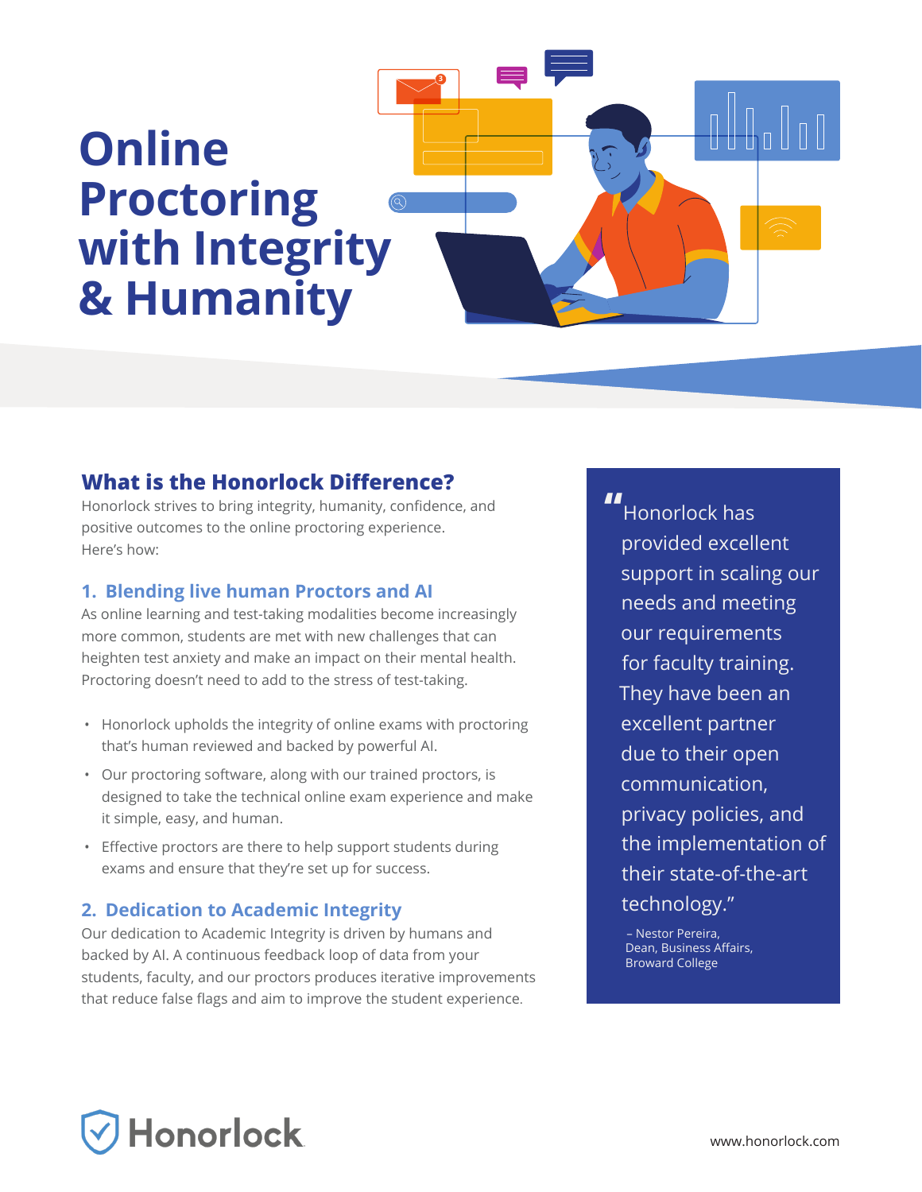# Online Proctoring with Integrity & Humanity

## What is the Honorlock Difference?

Honorlock strives to bring integrity, humanity, confidence, and positive outcomes to the online proctoring experience. Here's how:

### 1. Blending live human Proctors and AI

As online learning and test-taking modalities become increasingly more common, students are met with new challenges that can heighten test anxiety and make an impact on their mental health. Proctoring doesn't need to add to the stress of test-taking.

- Honorlock upholds the integrity of online exams with proctoring that's human reviewed and backed by powerful AI.
- Our proctoring software, along with our trained proctors, is designed to take the technical online exam experience and make it simple, easy, and human.
- Effective proctors are there to help support students during exams and ensure that they're set up for success.

### 2. Dedication to Academic Integrity

Our dedication to Academic Integrity is driven by humans and backed by AI. A continuous feedback loop of data from your students, faculty, and our proctors produces iterative improvements that reduce false flags and aim to improve the student experience.

> "Honorlock has provided excellent support in scaling our needs and meeting our requirements for faculty training. They have been an excellent partner due to their open communication, privacy policies, and the implementation of their state-of-the-art technology."
>
> – Nestor Pereira,
> Dean, Business Affairs,
> Broward College

Honorlock

www.honorlock.com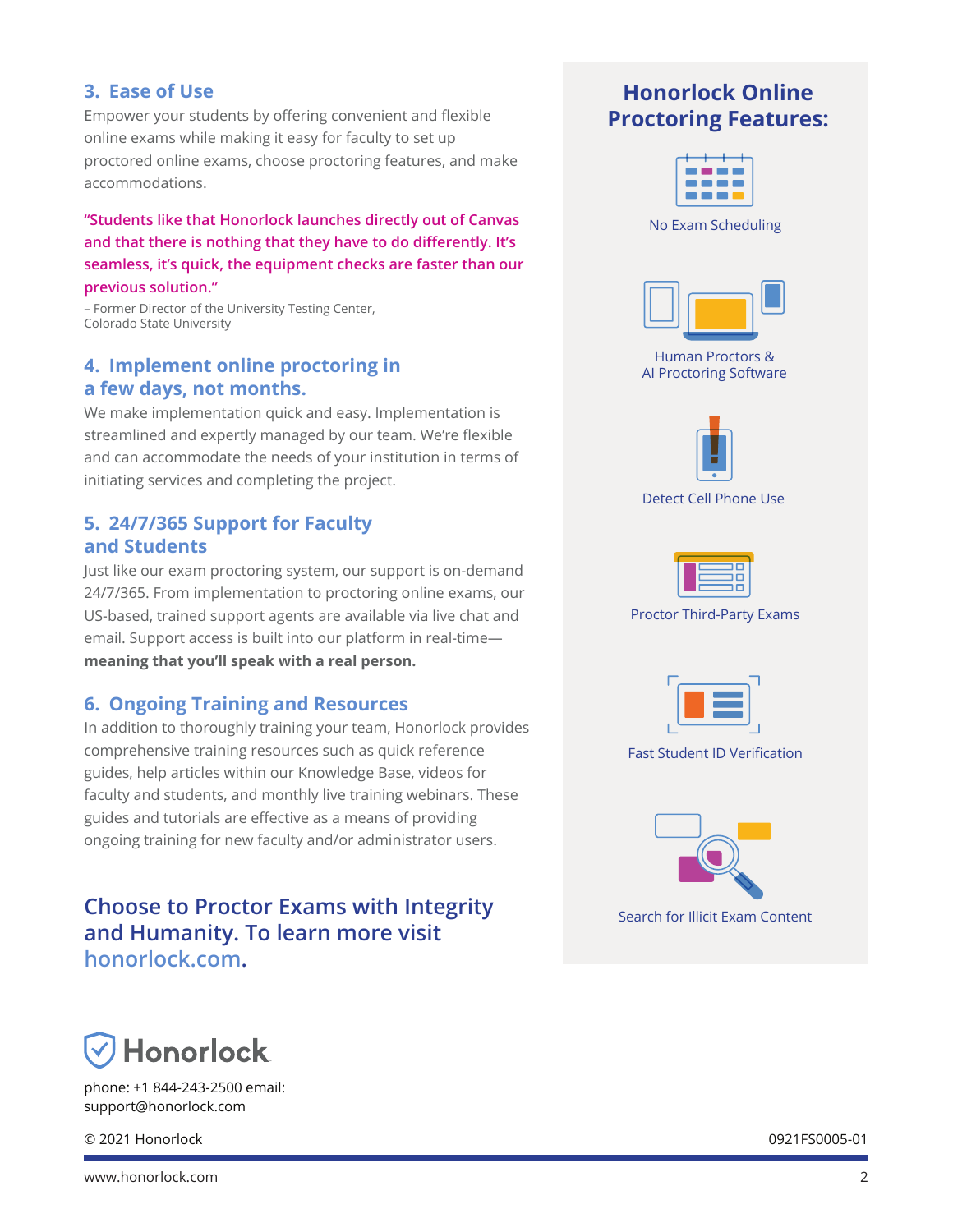### 3. Ease of Use

Empower your students by offering convenient and flexible online exams while making it easy for faculty to set up proctored online exams, choose proctoring features, and make accommodations.

"Students like that Honorlock launches directly out of Canvas and that there is nothing that they have to do differently. It's seamless, it's quick, the equipment checks are faster than our previous solution."

– Former Director of the University Testing Center, Colorado State University

### 4. Implement online proctoring in a few days, not months.

We make implementation quick and easy. Implementation is streamlined and expertly managed by our team. We're flexible and can accommodate the needs of your institution in terms of initiating services and completing the project.

### 5. 24/7/365 Support for Faculty and Students

Just like our exam proctoring system, our support is on-demand 24/7/365. From implementation to proctoring online exams, our US-based, trained support agents are available via live chat and email. Support access is built into our platform in real-time—**meaning that you'll speak with a real person.**

### 6. Ongoing Training and Resources

In addition to thoroughly training your team, Honorlock provides comprehensive training resources such as quick reference guides, help articles within our Knowledge Base, videos for faculty and students, and monthly live training webinars. These guides and tutorials are effective as a means of providing ongoing training for new faculty and/or administrator users.

## Choose to Proctor Exams with Integrity and Humanity. To learn more visit honorlock.com.

## Honorlock Online Proctoring Features:

- No Exam Scheduling
- Human Proctors & AI Proctoring Software
- Detect Cell Phone Use
- Proctor Third-Party Exams
- Fast Student ID Verification
- Search for Illicit Exam Content

Honorlock

phone: +1 844-243-2500 email: support@honorlock.com

© 2021 Honorlock

0921FS0005-01